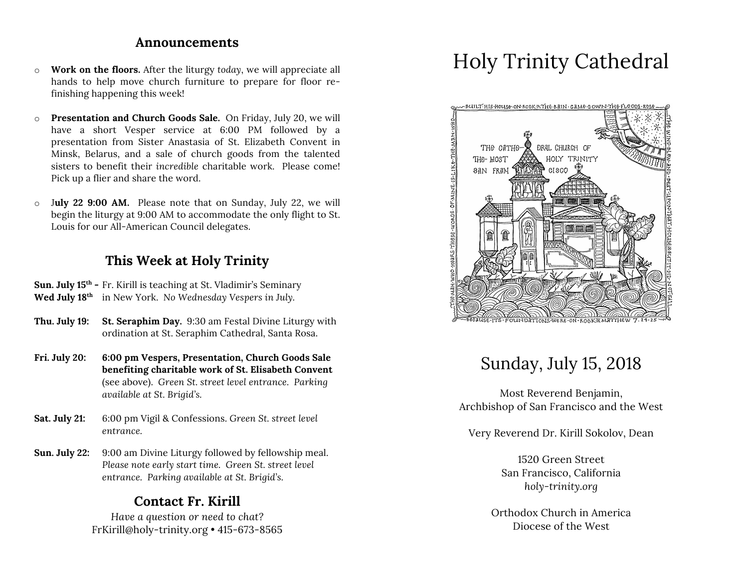## Announcements

- **Work on the floors.** After the liturgy *today*, we will appreciate all hands to help move church furniture to prepare for floor re-finishing happening this week!
- **Presentation and Church Goods Sale.** On Friday, July 20, we will have a short Vesper service at 6:00 PM followed by a presentation from Sister Anastasia of St. Elizabeth Convent in Minsk, Belarus, and a sale of church goods from the talented sisters to benefit their *incredible* charitable work. Please come! Pick up a flier and share the word.
- J**uly 22 9:00 AM.** Please note that on Sunday, July 22, we will begin the liturgy at 9:00 AM to accommodate the only flight to St. Louis for our All-American Council delegates.

## This Week at Holy Trinity

**Sun. July 15th – Wed July 18th** Fr. Kirill is teaching at St. Vladimir's Seminary in New York. *No Wednesday Vespers in July.*

**Thu. July 19:** **St. Seraphim Day.** 9:30 am Festal Divine Liturgy with ordination at St. Seraphim Cathedral, Santa Rosa.

**Fri. July 20:** **6:00 pm Vespers, Presentation, Church Goods Sale benefiting charitable work of St. Elisabeth Convent** (see above). *Green St. street level entrance. Parking available at St. Brigid's.*

**Sat. July 21:** 6:00 pm Vigil & Confessions. *Green St. street level entrance.*

**Sun. July 22:** 9:00 am Divine Liturgy followed by fellowship meal. *Please note early start time. Green St. street level entrance. Parking available at St. Brigid's.*

## Contact Fr. Kirill

*Have a question or need to chat?*
FrKirill@holy-trinity.org • 415-673-8565

# Holy Trinity Cathedral

BUILT HIS HOUSE ON ROCK ✱ THE RAIN CAME DOWN THE FLOODS ROSE THE WIND BLEW AND BEAT UPON THAT HOUSE ✱ BUT IT DID NOT FALL BECAUSE ITS FOUNDATIONS WERE ON ROCK ✱ MATTHEW 7. 24-25 THE MAN WHO HEARS THESE WORDS OF MINE IS LIKE THE MAN WHO

THE CATHEDRAL CHURCH OF THE MOST HOLY TRINITY SAN FRANCISCO

## Sunday, July 15, 2018

Most Reverend Benjamin,
Archbishop of San Francisco and the West

Very Reverend Dr. Kirill Sokolov, Dean

1520 Green Street
San Francisco, California
*holy-trinity.org*

Orthodox Church in America
Diocese of the West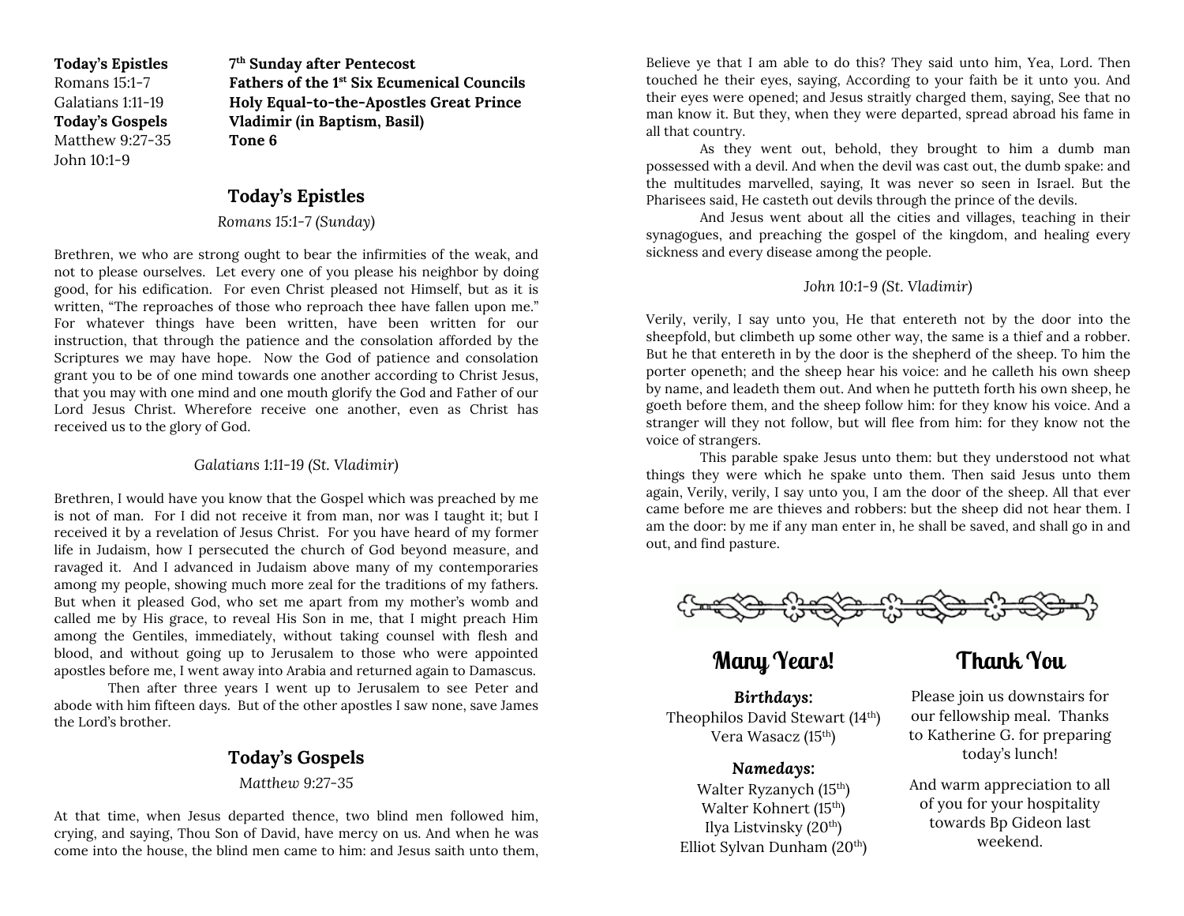**Today's Epistles**
Romans 15:1-7
Galatians 1:11-19
**Today's Gospels**
Matthew 9:27-35
John 10:1-9

**7th Sunday after Pentecost**
**Fathers of the 1st Six Ecumenical Councils**
**Holy Equal-to-the-Apostles Great Prince Vladimir (in Baptism, Basil)**
**Tone 6**

## Today's Epistles

*Romans 15:1-7 (Sunday)*

Brethren, we who are strong ought to bear the infirmities of the weak, and not to please ourselves. Let every one of you please his neighbor by doing good, for his edification. For even Christ pleased not Himself, but as it is written, "The reproaches of those who reproach thee have fallen upon me." For whatever things have been written, have been written for our instruction, that through the patience and the consolation afforded by the Scriptures we may have hope. Now the God of patience and consolation grant you to be of one mind towards one another according to Christ Jesus, that you may with one mind and one mouth glorify the God and Father of our Lord Jesus Christ. Wherefore receive one another, even as Christ has received us to the glory of God.

*Galatians 1:11-19 (St. Vladimir)*

Brethren, I would have you know that the Gospel which was preached by me is not of man. For I did not receive it from man, nor was I taught it; but I received it by a revelation of Jesus Christ. For you have heard of my former life in Judaism, how I persecuted the church of God beyond measure, and ravaged it. And I advanced in Judaism above many of my contemporaries among my people, showing much more zeal for the traditions of my fathers. But when it pleased God, who set me apart from my mother's womb and called me by His grace, to reveal His Son in me, that I might preach Him among the Gentiles, immediately, without taking counsel with flesh and blood, and without going up to Jerusalem to those who were appointed apostles before me, I went away into Arabia and returned again to Damascus.

Then after three years I went up to Jerusalem to see Peter and abode with him fifteen days. But of the other apostles I saw none, save James the Lord's brother.

## Today's Gospels

*Matthew 9:27-35*

At that time, when Jesus departed thence, two blind men followed him, crying, and saying, Thou Son of David, have mercy on us. And when he was come into the house, the blind men came to him: and Jesus saith unto them, Believe ye that I am able to do this? They said unto him, Yea, Lord. Then touched he their eyes, saying, According to your faith be it unto you. And their eyes were opened; and Jesus straitly charged them, saying, See that no man know it. But they, when they were departed, spread abroad his fame in all that country.

As they went out, behold, they brought to him a dumb man possessed with a devil. And when the devil was cast out, the dumb spake: and the multitudes marvelled, saying, It was never so seen in Israel. But the Pharisees said, He casteth out devils through the prince of the devils.

And Jesus went about all the cities and villages, teaching in their synagogues, and preaching the gospel of the kingdom, and healing every sickness and every disease among the people.

*John 10:1-9 (St. Vladimir)*

Verily, verily, I say unto you, He that entereth not by the door into the sheepfold, but climbeth up some other way, the same is a thief and a robber. But he that entereth in by the door is the shepherd of the sheep. To him the porter openeth; and the sheep hear his voice: and he calleth his own sheep by name, and leadeth them out. And when he putteth forth his own sheep, he goeth before them, and the sheep follow him: for they know his voice. And a stranger will they not follow, but will flee from him: for they know not the voice of strangers.

This parable spake Jesus unto them: but they understood not what things they were which he spake unto them. Then said Jesus unto them again, Verily, verily, I say unto you, I am the door of the sheep. All that ever came before me are thieves and robbers: but the sheep did not hear them. I am the door: by me if any man enter in, he shall be saved, and shall go in and out, and find pasture.

## Many Years!

***Birthdays:***
Theophilos David Stewart (14th)
Vera Wasacz (15th)

***Namedays:***
Walter Ryzanych (15th)
Walter Kohnert (15th)
Ilya Listvinsky (20th)
Elliot Sylvan Dunham (20th)

## Thank You

Please join us downstairs for our fellowship meal. Thanks to Katherine G. for preparing today's lunch!

And warm appreciation to all of you for your hospitality towards Bp Gideon last weekend.